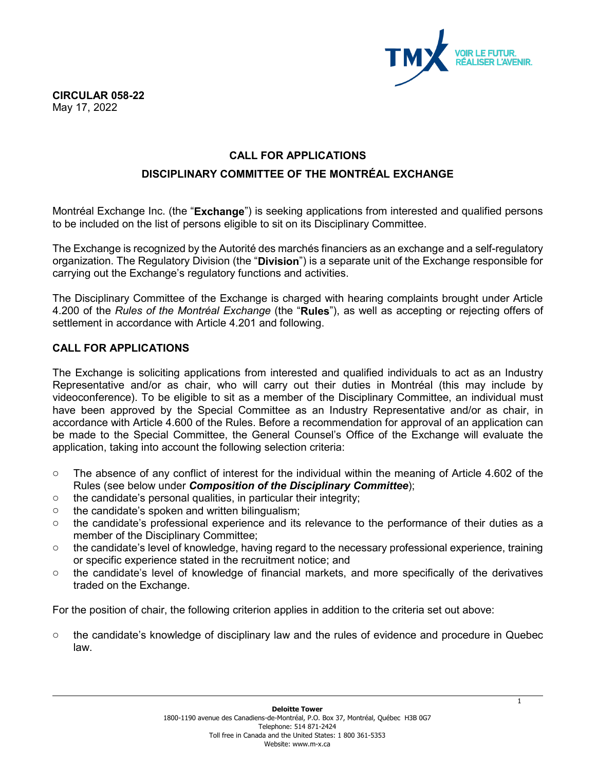**CIRCULAR 058-22**
May 17, 2022

## CALL FOR APPLICATIONS

## DISCIPLINARY COMMITTEE OF THE MONTRÉAL EXCHANGE

Montréal Exchange Inc. (the "**Exchange**") is seeking applications from interested and qualified persons to be included on the list of persons eligible to sit on its Disciplinary Committee.

The Exchange is recognized by the Autorité des marchés financiers as an exchange and a self-regulatory organization. The Regulatory Division (the "**Division**") is a separate unit of the Exchange responsible for carrying out the Exchange's regulatory functions and activities.

The Disciplinary Committee of the Exchange is charged with hearing complaints brought under Article 4.200 of the *Rules of the Montréal Exchange* (the "**Rules**"), as well as accepting or rejecting offers of settlement in accordance with Article 4.201 and following.

### CALL FOR APPLICATIONS

The Exchange is soliciting applications from interested and qualified individuals to act as an Industry Representative and/or as chair, who will carry out their duties in Montréal (this may include by videoconference). To be eligible to sit as a member of the Disciplinary Committee, an individual must have been approved by the Special Committee as an Industry Representative and/or as chair, in accordance with Article 4.600 of the Rules. Before a recommendation for approval of an application can be made to the Special Committee, the General Counsel's Office of the Exchange will evaluate the application, taking into account the following selection criteria:

- The absence of any conflict of interest for the individual within the meaning of Article 4.602 of the Rules (see below under ***Composition of the Disciplinary Committee***);
- the candidate's personal qualities, in particular their integrity;
- the candidate's spoken and written bilingualism;
- the candidate's professional experience and its relevance to the performance of their duties as a member of the Disciplinary Committee;
- the candidate's level of knowledge, having regard to the necessary professional experience, training or specific experience stated in the recruitment notice; and
- the candidate's level of knowledge of financial markets, and more specifically of the derivatives traded on the Exchange.

For the position of chair, the following criterion applies in addition to the criteria set out above:

- the candidate's knowledge of disciplinary law and the rules of evidence and procedure in Quebec law.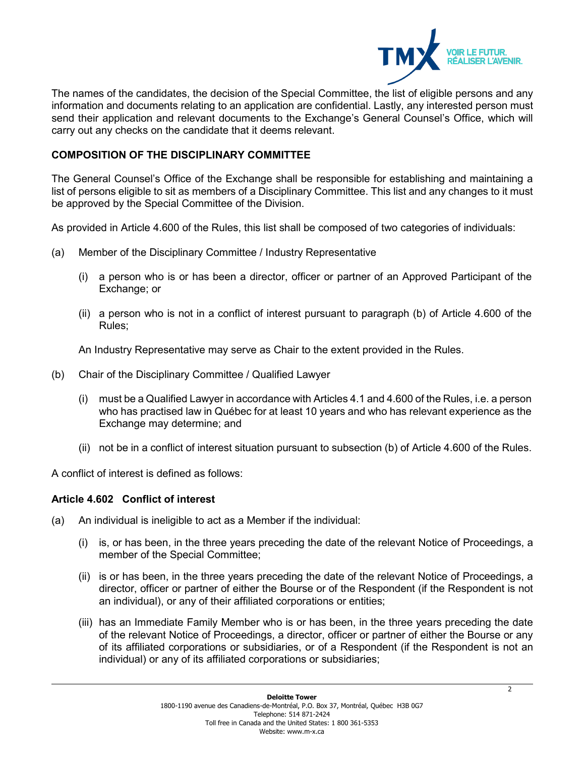The names of the candidates, the decision of the Special Committee, the list of eligible persons and any information and documents relating to an application are confidential. Lastly, any interested person must send their application and relevant documents to the Exchange's General Counsel's Office, which will carry out any checks on the candidate that it deems relevant.

**COMPOSITION OF THE DISCIPLINARY COMMITTEE**

The General Counsel's Office of the Exchange shall be responsible for establishing and maintaining a list of persons eligible to sit as members of a Disciplinary Committee. This list and any changes to it must be approved by the Special Committee of the Division.

As provided in Article 4.600 of the Rules, this list shall be composed of two categories of individuals:

(a) Member of the Disciplinary Committee / Industry Representative

(i) a person who is or has been a director, officer or partner of an Approved Participant of the Exchange; or

(ii) a person who is not in a conflict of interest pursuant to paragraph (b) of Article 4.600 of the Rules;

An Industry Representative may serve as Chair to the extent provided in the Rules.

(b) Chair of the Disciplinary Committee / Qualified Lawyer

(i) must be a Qualified Lawyer in accordance with Articles 4.1 and 4.600 of the Rules, i.e. a person who has practised law in Québec for at least 10 years and who has relevant experience as the Exchange may determine; and

(ii) not be in a conflict of interest situation pursuant to subsection (b) of Article 4.600 of the Rules.

A conflict of interest is defined as follows:

**Article 4.602 Conflict of interest**

(a) An individual is ineligible to act as a Member if the individual:

(i) is, or has been, in the three years preceding the date of the relevant Notice of Proceedings, a member of the Special Committee;

(ii) is or has been, in the three years preceding the date of the relevant Notice of Proceedings, a director, officer or partner of either the Bourse or of the Respondent (if the Respondent is not an individual), or any of their affiliated corporations or entities;

(iii) has an Immediate Family Member who is or has been, in the three years preceding the date of the relevant Notice of Proceedings, a director, officer or partner of either the Bourse or any of its affiliated corporations or subsidiaries, or of a Respondent (if the Respondent is not an individual) or any of its affiliated corporations or subsidiaries;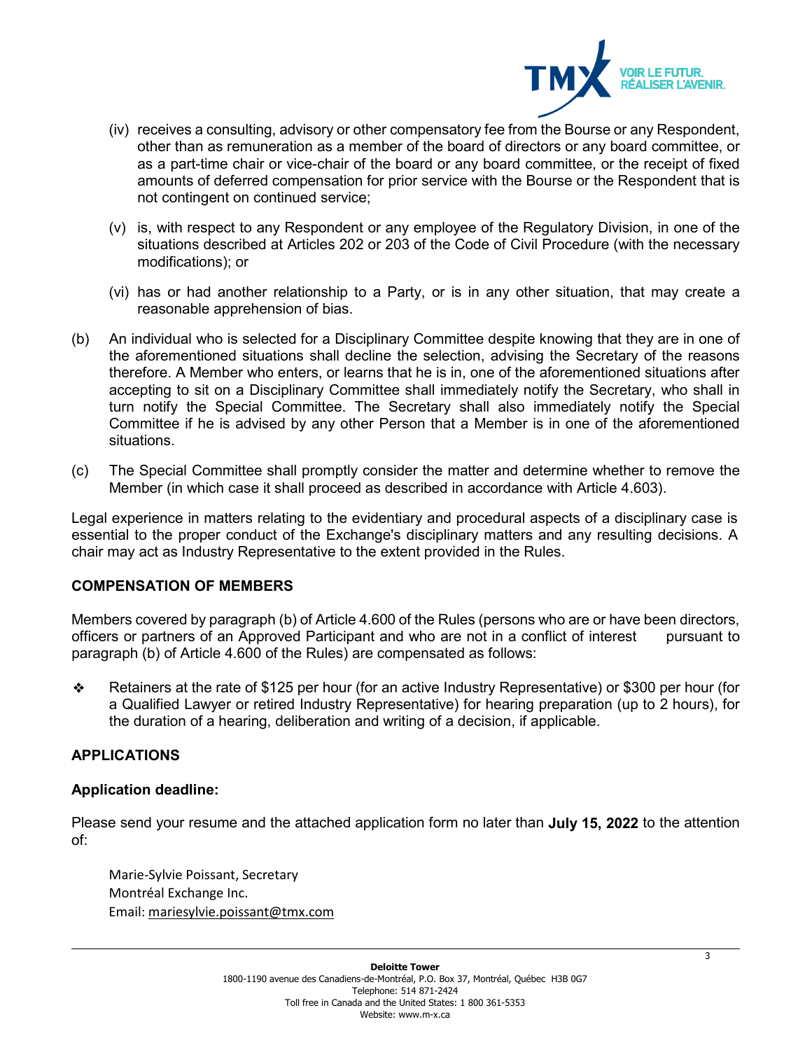(iv) receives a consulting, advisory or other compensatory fee from the Bourse or any Respondent, other than as remuneration as a member of the board of directors or any board committee, or as a part-time chair or vice-chair of the board or any board committee, or the receipt of fixed amounts of deferred compensation for prior service with the Bourse or the Respondent that is not contingent on continued service;

(v) is, with respect to any Respondent or any employee of the Regulatory Division, in one of the situations described at Articles 202 or 203 of the Code of Civil Procedure (with the necessary modifications); or

(vi) has or had another relationship to a Party, or is in any other situation, that may create a reasonable apprehension of bias.

(b) An individual who is selected for a Disciplinary Committee despite knowing that they are in one of the aforementioned situations shall decline the selection, advising the Secretary of the reasons therefore. A Member who enters, or learns that he is in, one of the aforementioned situations after accepting to sit on a Disciplinary Committee shall immediately notify the Secretary, who shall in turn notify the Special Committee. The Secretary shall also immediately notify the Special Committee if he is advised by any other Person that a Member is in one of the aforementioned situations.

(c) The Special Committee shall promptly consider the matter and determine whether to remove the Member (in which case it shall proceed as described in accordance with Article 4.603).

Legal experience in matters relating to the evidentiary and procedural aspects of a disciplinary case is essential to the proper conduct of the Exchange's disciplinary matters and any resulting decisions. A chair may act as Industry Representative to the extent provided in the Rules.

## COMPENSATION OF MEMBERS

Members covered by paragraph (b) of Article 4.600 of the Rules (persons who are or have been directors, officers or partners of an Approved Participant and who are not in a conflict of interest pursuant to paragraph (b) of Article 4.600 of the Rules) are compensated as follows:

- Retainers at the rate of $125 per hour (for an active Industry Representative) or $300 per hour (for a Qualified Lawyer or retired Industry Representative) for hearing preparation (up to 2 hours), for the duration of a hearing, deliberation and writing of a decision, if applicable.

## APPLICATIONS

### Application deadline:

Please send your resume and the attached application form no later than **July 15, 2022** to the attention of:

Marie-Sylvie Poissant, Secretary
Montréal Exchange Inc.
Email: mariesylvie.poissant@tmx.com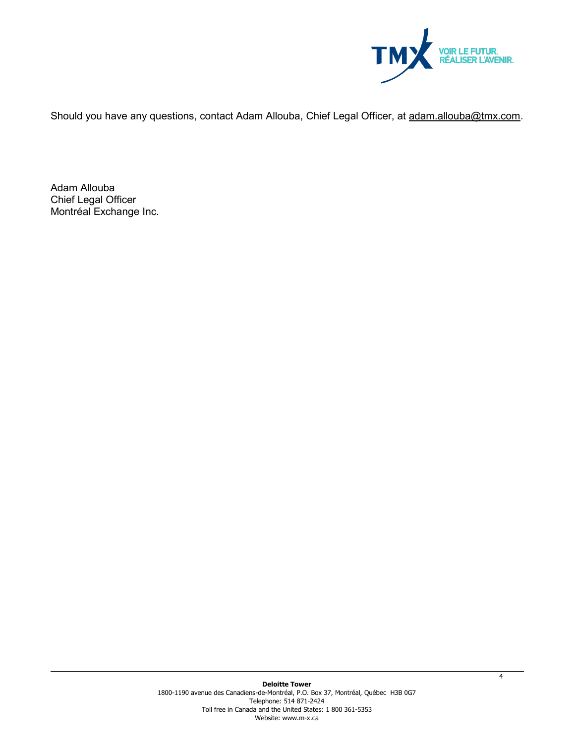Should you have any questions, contact Adam Allouba, Chief Legal Officer, at adam.allouba@tmx.com.

Adam Allouba
Chief Legal Officer
Montréal Exchange Inc.